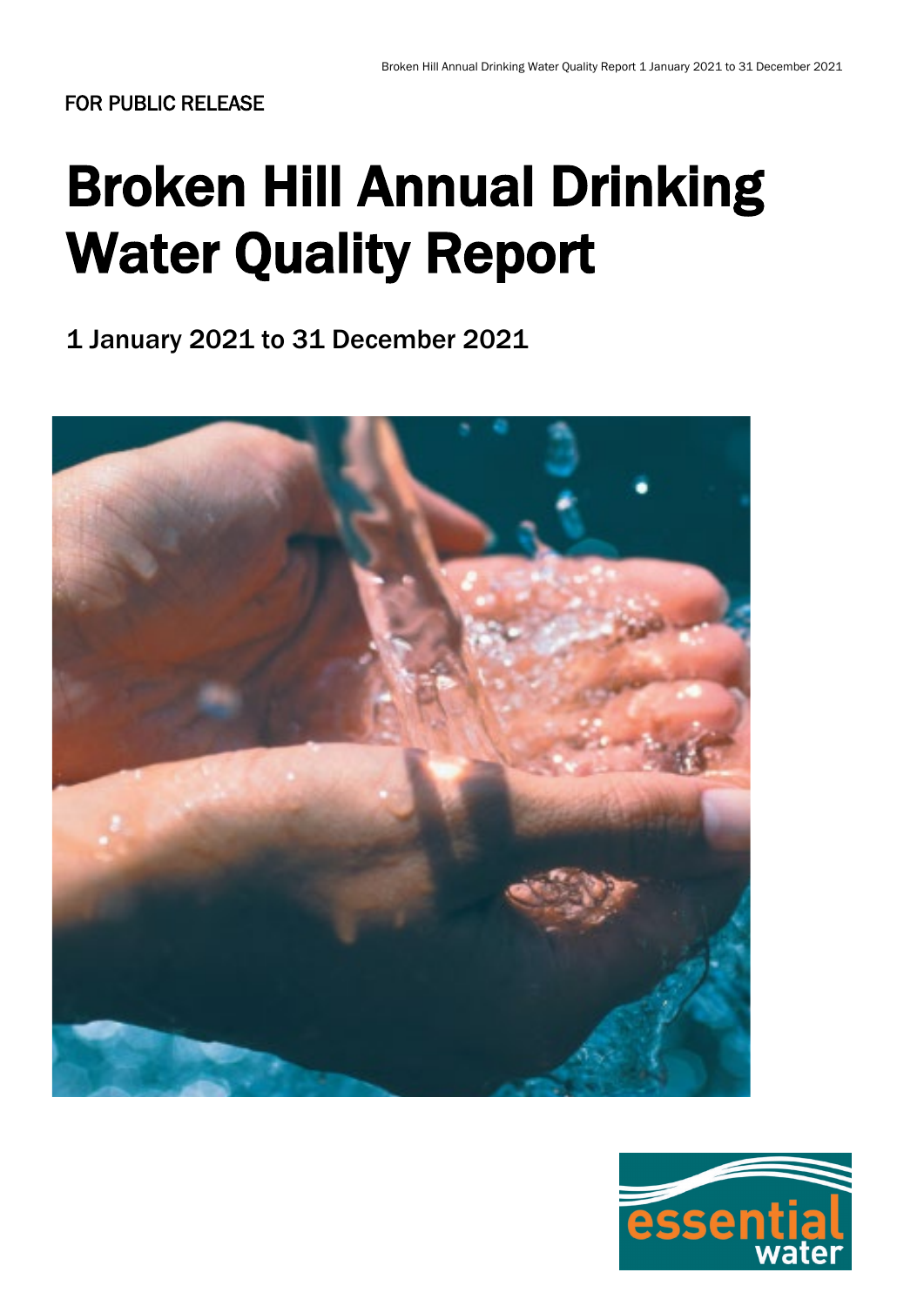FOR PUBLIC RELEASE

# Broken Hill Annual Drinking Water Quality Report

## 1 January 2021 to 31 December 2021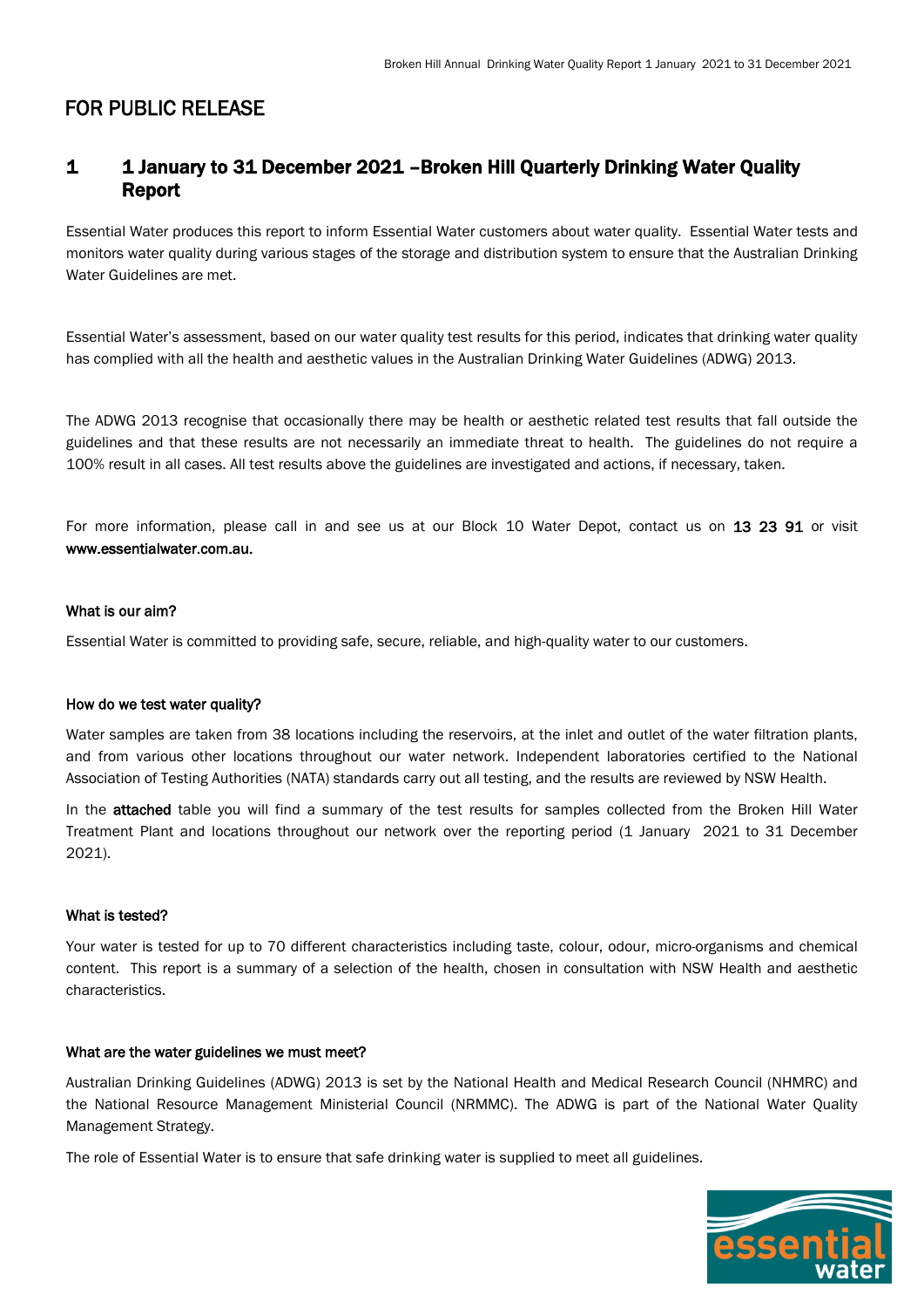# FOR PUBLIC RELEASE

## 1 1 January to 31 December 2021 –Broken Hill Quarterly Drinking Water Quality Report

Essential Water produces this report to inform Essential Water customers about water quality. Essential Water tests and monitors water quality during various stages of the storage and distribution system to ensure that the Australian Drinking Water Guidelines are met.

Essential Water's assessment, based on our water quality test results for this period, indicates that drinking water quality has complied with all the health and aesthetic values in the Australian Drinking Water Guidelines (ADWG) 2013.

The ADWG 2013 recognise that occasionally there may be health or aesthetic related test results that fall outside the guidelines and that these results are not necessarily an immediate threat to health. The guidelines do not require a 100% result in all cases. All test results above the guidelines are investigated and actions, if necessary, taken.

For more information, please call in and see us at our Block 10 Water Depot, contact us on **13 23 91** or visit **www.essentialwater.com.au.**

**What is our aim?**

Essential Water is committed to providing safe, secure, reliable, and high-quality water to our customers.

**How do we test water quality?**

Water samples are taken from 38 locations including the reservoirs, at the inlet and outlet of the water filtration plants, and from various other locations throughout our water network. Independent laboratories certified to the National Association of Testing Authorities (NATA) standards carry out all testing, and the results are reviewed by NSW Health.

In the **attached** table you will find a summary of the test results for samples collected from the Broken Hill Water Treatment Plant and locations throughout our network over the reporting period (1 January 2021 to 31 December 2021).

**What is tested?**

Your water is tested for up to 70 different characteristics including taste, colour, odour, micro-organisms and chemical content. This report is a summary of a selection of the health, chosen in consultation with NSW Health and aesthetic characteristics.

**What are the water guidelines we must meet?**

Australian Drinking Guidelines (ADWG) 2013 is set by the National Health and Medical Research Council (NHMRC) and the National Resource Management Ministerial Council (NRMMC). The ADWG is part of the National Water Quality Management Strategy.

The role of Essential Water is to ensure that safe drinking water is supplied to meet all guidelines.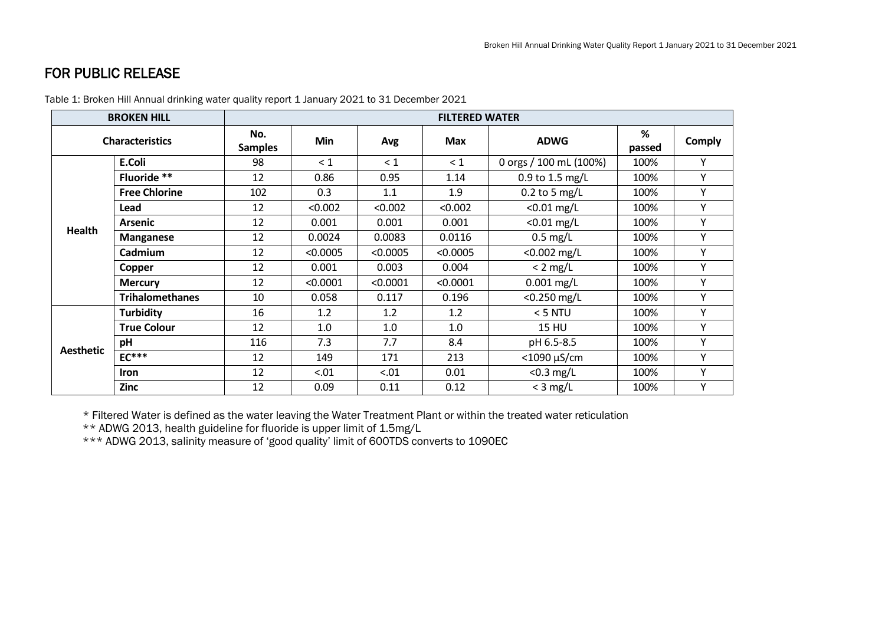# FOR PUBLIC RELEASE

Table 1: Broken Hill Annual drinking water quality report 1 January 2021 to 31 December 2021

| BROKEN HILL | | FILTERED WATER | | | | | | |
|---|---|---|---|---|---|---|---|---|
| Characteristics | | No. Samples | Min | Avg | Max | ADWG | % passed | Comply |
| Health | E.Coli | 98 | < 1 | < 1 | < 1 | 0 orgs / 100 mL (100%) | 100% | Y |
| | Fluoride ** | 12 | 0.86 | 0.95 | 1.14 | 0.9 to 1.5 mg/L | 100% | Y |
| | Free Chlorine | 102 | 0.3 | 1.1 | 1.9 | 0.2 to 5 mg/L | 100% | Y |
| | Lead | 12 | <0.002 | <0.002 | <0.002 | <0.01 mg/L | 100% | Y |
| | Arsenic | 12 | 0.001 | 0.001 | 0.001 | <0.01 mg/L | 100% | Y |
| | Manganese | 12 | 0.0024 | 0.0083 | 0.0116 | 0.5 mg/L | 100% | Y |
| | Cadmium | 12 | <0.0005 | <0.0005 | <0.0005 | <0.002 mg/L | 100% | Y |
| | Copper | 12 | 0.001 | 0.003 | 0.004 | < 2 mg/L | 100% | Y |
| | Mercury | 12 | <0.0001 | <0.0001 | <0.0001 | 0.001 mg/L | 100% | Y |
| | Trihalomethanes | 10 | 0.058 | 0.117 | 0.196 | <0.250 mg/L | 100% | Y |
| Aesthetic | Turbidity | 16 | 1.2 | 1.2 | 1.2 | < 5 NTU | 100% | Y |
| | True Colour | 12 | 1.0 | 1.0 | 1.0 | 15 HU | 100% | Y |
| | pH | 116 | 7.3 | 7.7 | 8.4 | pH 6.5-8.5 | 100% | Y |
| | EC*** | 12 | 149 | 171 | 213 | <1090 µS/cm | 100% | Y |
| | Iron | 12 | <.01 | <.01 | 0.01 | <0.3 mg/L | 100% | Y |
| | Zinc | 12 | 0.09 | 0.11 | 0.12 | < 3 mg/L | 100% | Y |

* Filtered Water is defined as the water leaving the Water Treatment Plant or within the treated water reticulation

** ADWG 2013, health guideline for fluoride is upper limit of 1.5mg/L

*** ADWG 2013, salinity measure of 'good quality' limit of 600TDS converts to 1090EC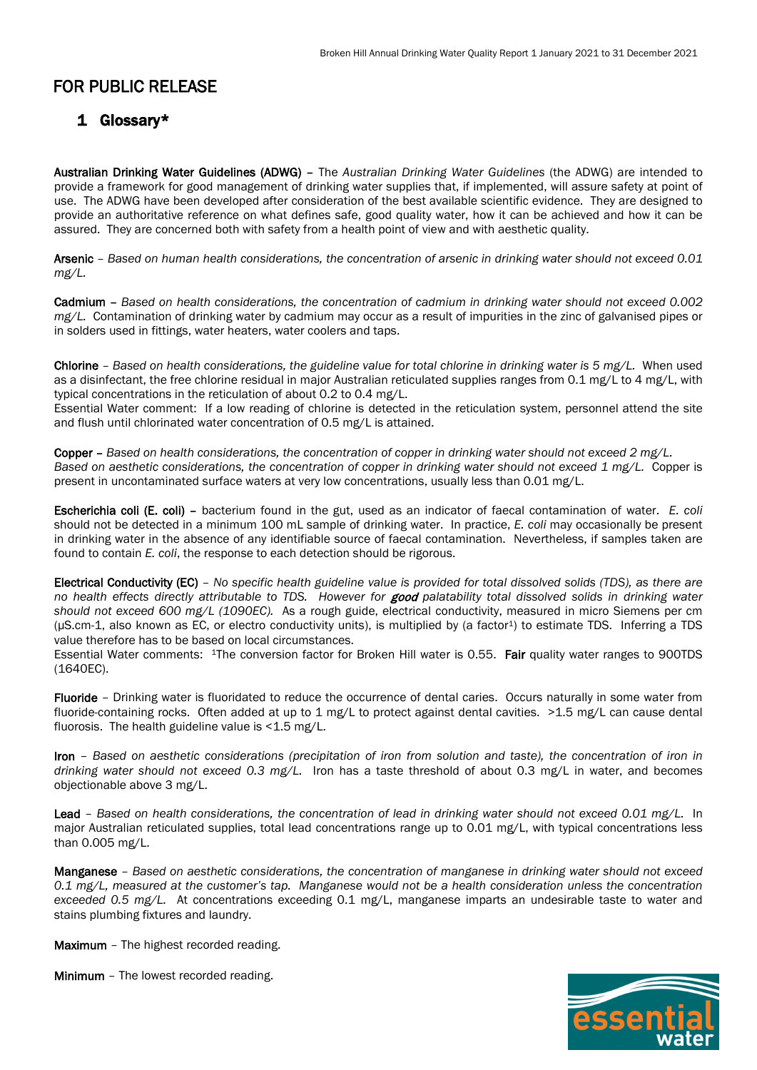# FOR PUBLIC RELEASE

## 1 Glossary*

**Australian Drinking Water Guidelines (ADWG)** – The *Australian Drinking Water Guidelines* (the ADWG) are intended to provide a framework for good management of drinking water supplies that, if implemented, will assure safety at point of use. The ADWG have been developed after consideration of the best available scientific evidence. They are designed to provide an authoritative reference on what defines safe, good quality water, how it can be achieved and how it can be assured. They are concerned both with safety from a health point of view and with aesthetic quality.

**Arsenic** – *Based on human health considerations, the concentration of arsenic in drinking water should not exceed 0.01 mg/L.*

**Cadmium** – *Based on health considerations, the concentration of cadmium in drinking water should not exceed 0.002 mg/L.* Contamination of drinking water by cadmium may occur as a result of impurities in the zinc of galvanised pipes or in solders used in fittings, water heaters, water coolers and taps.

**Chlorine** – *Based on health considerations, the guideline value for total chlorine in drinking water is 5 mg/L.* When used as a disinfectant, the free chlorine residual in major Australian reticulated supplies ranges from 0.1 mg/L to 4 mg/L, with typical concentrations in the reticulation of about 0.2 to 0.4 mg/L.
Essential Water comment: If a low reading of chlorine is detected in the reticulation system, personnel attend the site and flush until chlorinated water concentration of 0.5 mg/L is attained.

**Copper** – *Based on health considerations, the concentration of copper in drinking water should not exceed 2 mg/L. Based on aesthetic considerations, the concentration of copper in drinking water should not exceed 1 mg/L.* Copper is present in uncontaminated surface waters at very low concentrations, usually less than 0.01 mg/L.

**Escherichia coli (E. coli)** – bacterium found in the gut, used as an indicator of faecal contamination of water. *E. coli* should not be detected in a minimum 100 mL sample of drinking water. In practice, *E. coli* may occasionally be present in drinking water in the absence of any identifiable source of faecal contamination. Nevertheless, if samples taken are found to contain *E. coli*, the response to each detection should be rigorous.

**Electrical Conductivity (EC)** – *No specific health guideline value is provided for total dissolved solids (TDS), as there are no health effects directly attributable to TDS. However for **good** palatability total dissolved solids in drinking water should not exceed 600 mg/L (1090EC).* As a rough guide, electrical conductivity, measured in micro Siemens per cm (µS.cm-1, also known as EC, or electro conductivity units), is multiplied by (a factor[1]) to estimate TDS. Inferring a TDS value therefore has to be based on local circumstances.
Essential Water comments: [1]The conversion factor for Broken Hill water is 0.55. **Fair** quality water ranges to 900TDS (1640EC).

**Fluoride** – Drinking water is fluoridated to reduce the occurrence of dental caries. Occurs naturally in some water from fluoride-containing rocks. Often added at up to 1 mg/L to protect against dental cavities. >1.5 mg/L can cause dental fluorosis. The health guideline value is <1.5 mg/L.

**Iron** – *Based on aesthetic considerations (precipitation of iron from solution and taste), the concentration of iron in drinking water should not exceed 0.3 mg/L.* Iron has a taste threshold of about 0.3 mg/L in water, and becomes objectionable above 3 mg/L.

**Lead** – *Based on health considerations, the concentration of lead in drinking water should not exceed 0.01 mg/L.* In major Australian reticulated supplies, total lead concentrations range up to 0.01 mg/L, with typical concentrations less than 0.005 mg/L.

**Manganese** – *Based on aesthetic considerations, the concentration of manganese in drinking water should not exceed 0.1 mg/L, measured at the customer's tap. Manganese would not be a health consideration unless the concentration exceeded 0.5 mg/L.* At concentrations exceeding 0.1 mg/L, manganese imparts an undesirable taste to water and stains plumbing fixtures and laundry.

**Maximum** – The highest recorded reading.

**Minimum** – The lowest recorded reading.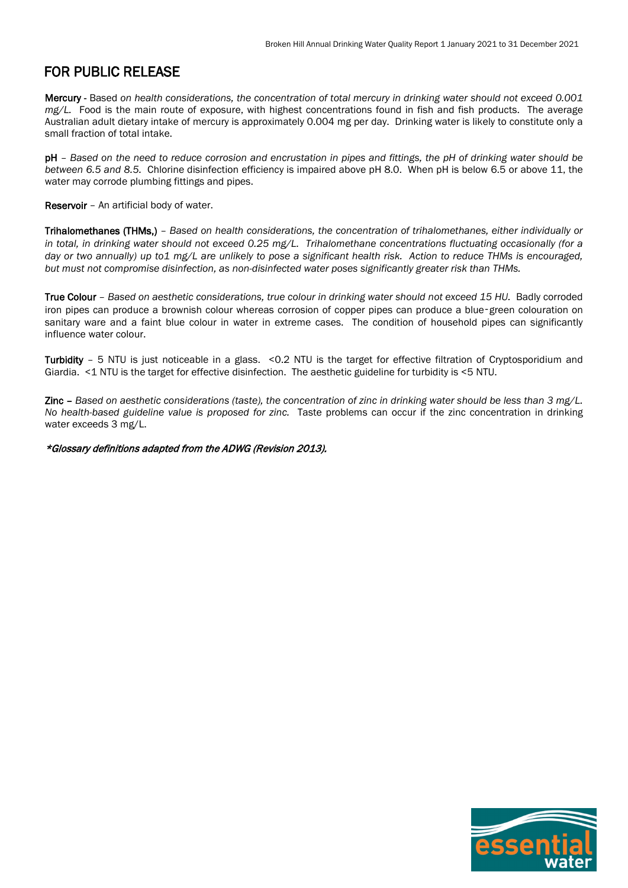# FOR PUBLIC RELEASE

**Mercury** - Based *on health considerations, the concentration of total mercury in drinking water should not exceed 0.001 mg/L.* Food is the main route of exposure, with highest concentrations found in fish and fish products. The average Australian adult dietary intake of mercury is approximately 0.004 mg per day. Drinking water is likely to constitute only a small fraction of total intake.

**pH** – *Based on the need to reduce corrosion and encrustation in pipes and fittings, the pH of drinking water should be between 6.5 and 8.5.* Chlorine disinfection efficiency is impaired above pH 8.0. When pH is below 6.5 or above 11, the water may corrode plumbing fittings and pipes.

**Reservoir** – An artificial body of water.

**Trihalomethanes (THMs,)** – *Based on health considerations, the concentration of trihalomethanes, either individually or in total, in drinking water should not exceed 0.25 mg/L. Trihalomethane concentrations fluctuating occasionally (for a day or two annually) up to1 mg/L are unlikely to pose a significant health risk. Action to reduce THMs is encouraged, but must not compromise disinfection, as non-disinfected water poses significantly greater risk than THMs.*

**True Colour** – *Based on aesthetic considerations, true colour in drinking water should not exceed 15 HU.* Badly corroded iron pipes can produce a brownish colour whereas corrosion of copper pipes can produce a blue-green colouration on sanitary ware and a faint blue colour in water in extreme cases. The condition of household pipes can significantly influence water colour.

**Turbidity** – 5 NTU is just noticeable in a glass. <0.2 NTU is the target for effective filtration of Cryptosporidium and Giardia. <1 NTU is the target for effective disinfection. The aesthetic guideline for turbidity is <5 NTU.

**Zinc** – *Based on aesthetic considerations (taste), the concentration of zinc in drinking water should be less than 3 mg/L. No health-based guideline value is proposed for zinc.* Taste problems can occur if the zinc concentration in drinking water exceeds 3 mg/L.

*\*Glossary definitions adapted from the ADWG (Revision 2013).*

essential water